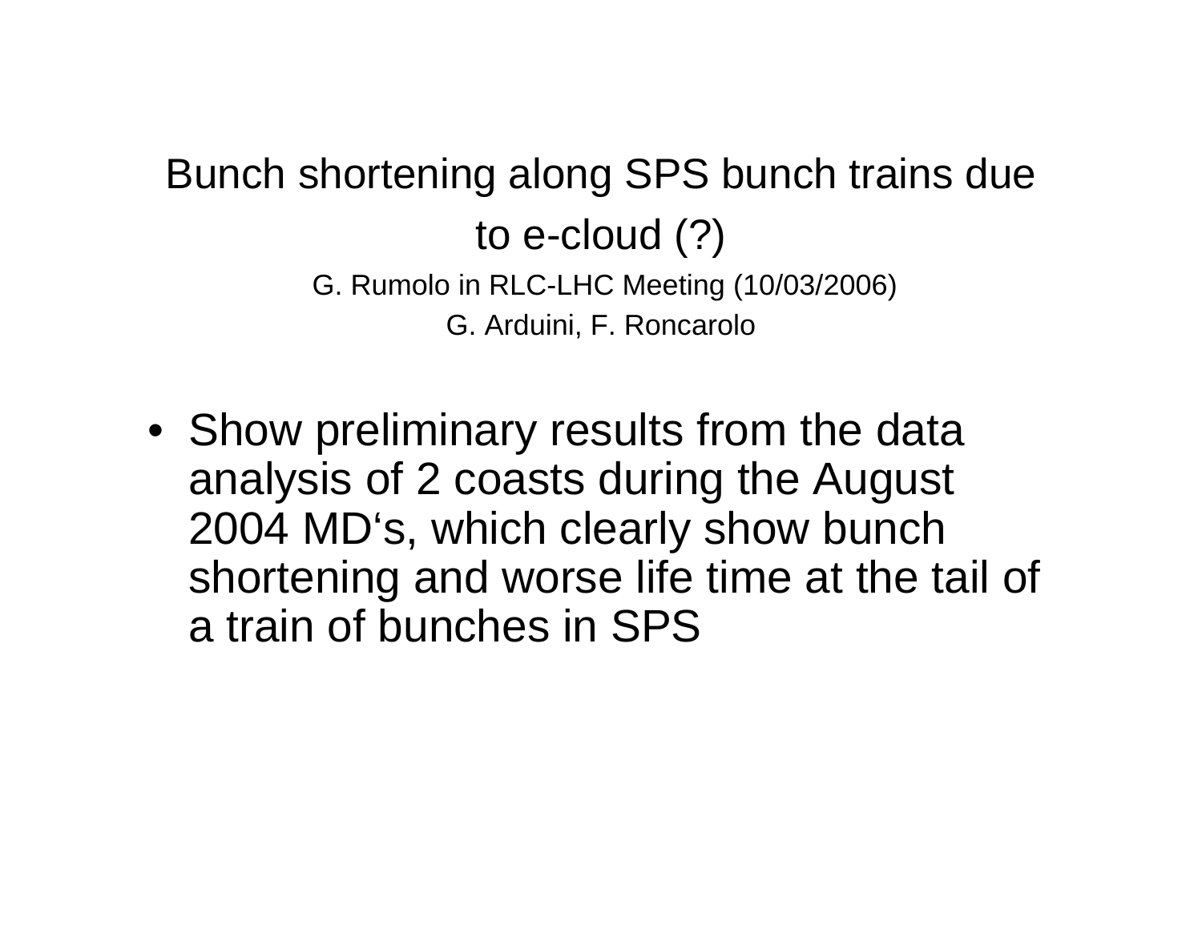# Bunch shortening along SPS bunch trains due to e-cloud (?)

G. Rumolo in RLC-LHC Meeting (10/03/2006)

G. Arduini, F. Roncarolo

- Show preliminary results from the data analysis of 2 coasts during the August 2004 MD‘s, which clearly show bunch shortening and worse life time at the tail of a train of bunches in SPS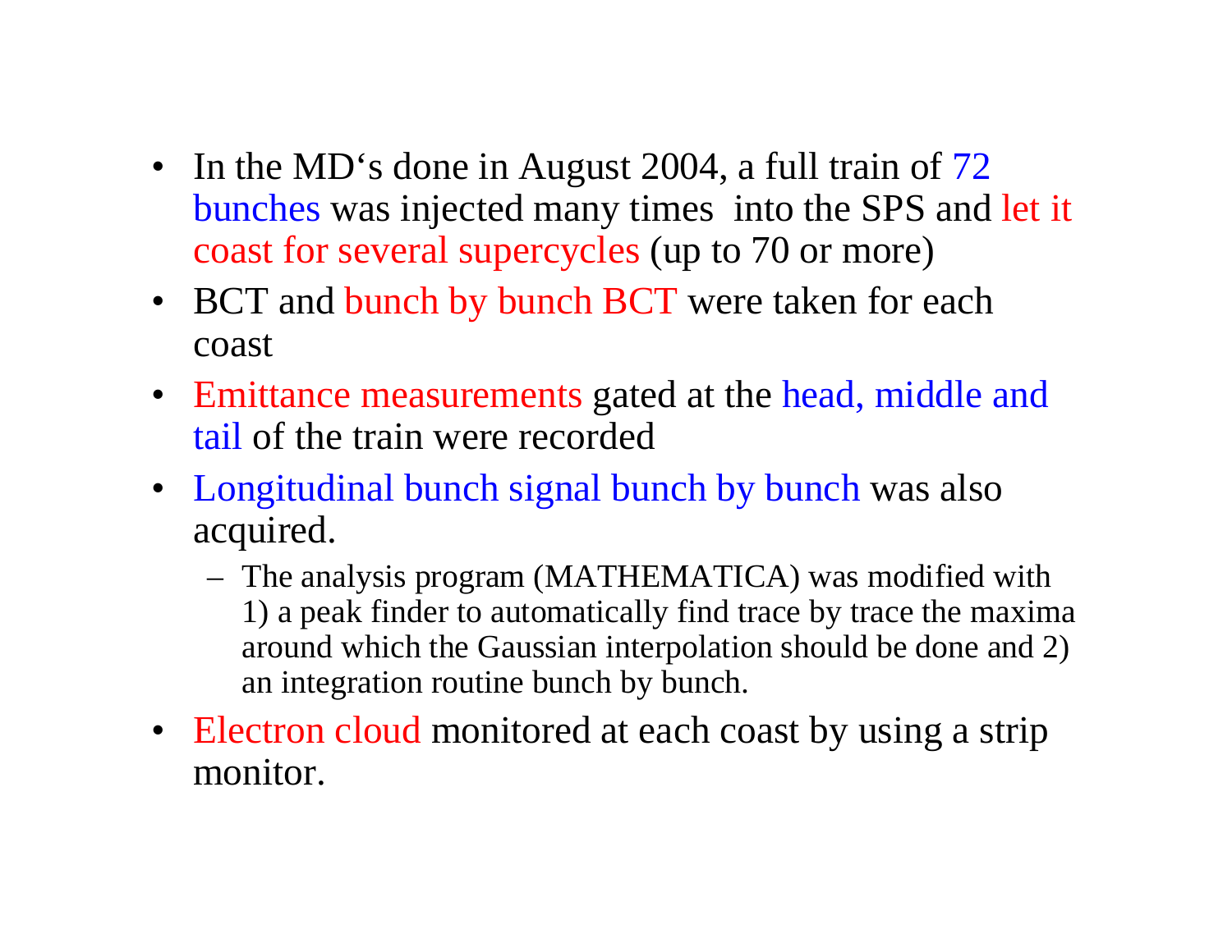- In the MD's done in August 2004, a full train of 72 bunches was injected many times into the SPS and let it coast for several supercycles (up to 70 or more)
- BCT and bunch by bunch BCT were taken for each coast
- Emittance measurements gated at the head, middle and tail of the train were recorded
- Longitudinal bunch signal bunch by bunch was also acquired.
  - The analysis program (MATHEMATICA) was modified with 1) a peak finder to automatically find trace by trace the maxima around which the Gaussian interpolation should be done and 2) an integration routine bunch by bunch.
- Electron cloud monitored at each coast by using a strip monitor.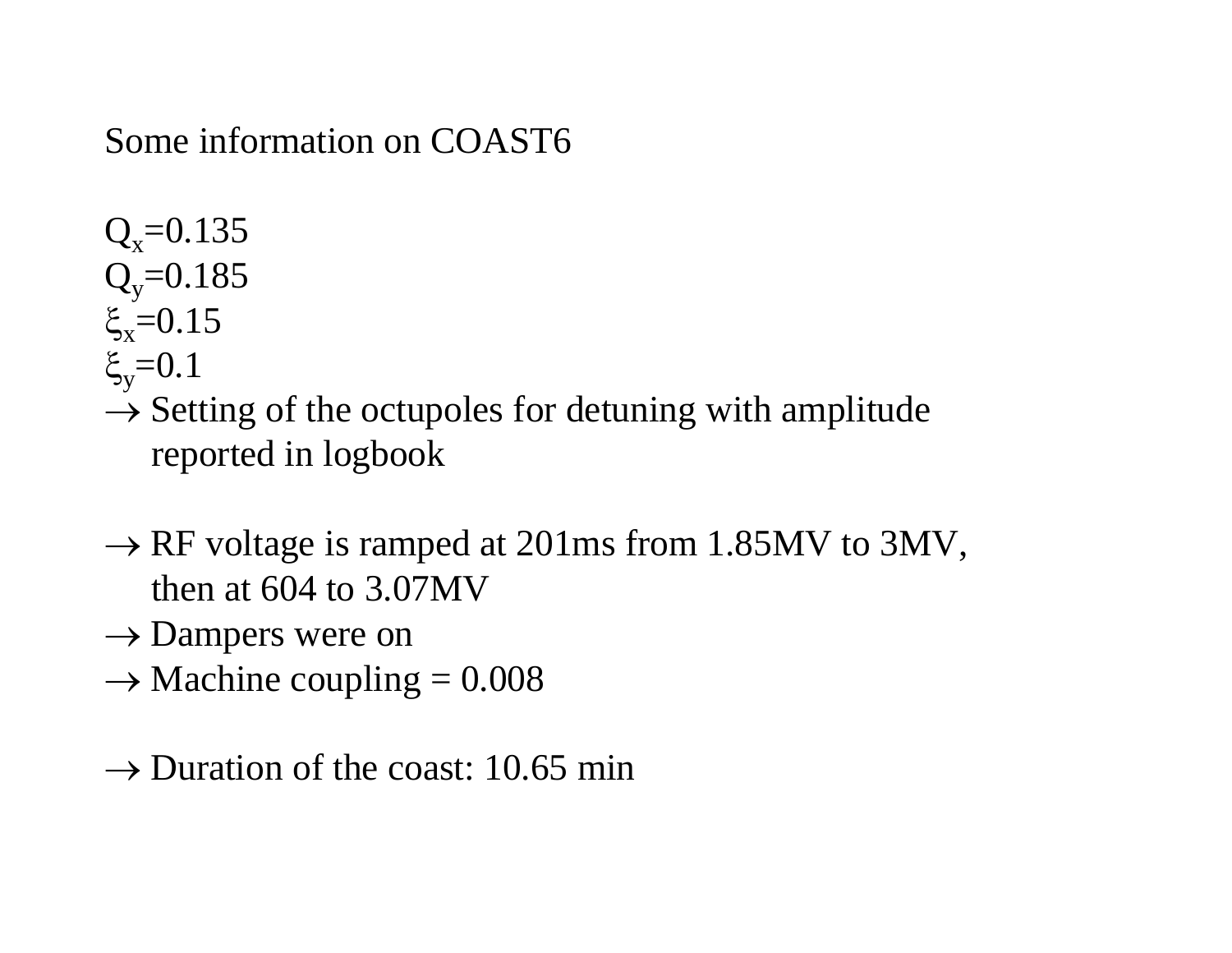Some information on COAST6

$Q_x$=0.135
$Q_y$=0.185
$\xi_x$=0.15
$\xi_y$=0.1

→ Setting of the octupoles for detuning with amplitude reported in logbook

→ RF voltage is ramped at 201ms from 1.85MV to 3MV, then at 604 to 3.07MV
→ Dampers were on
→ Machine coupling = 0.008

→ Duration of the coast: 10.65 min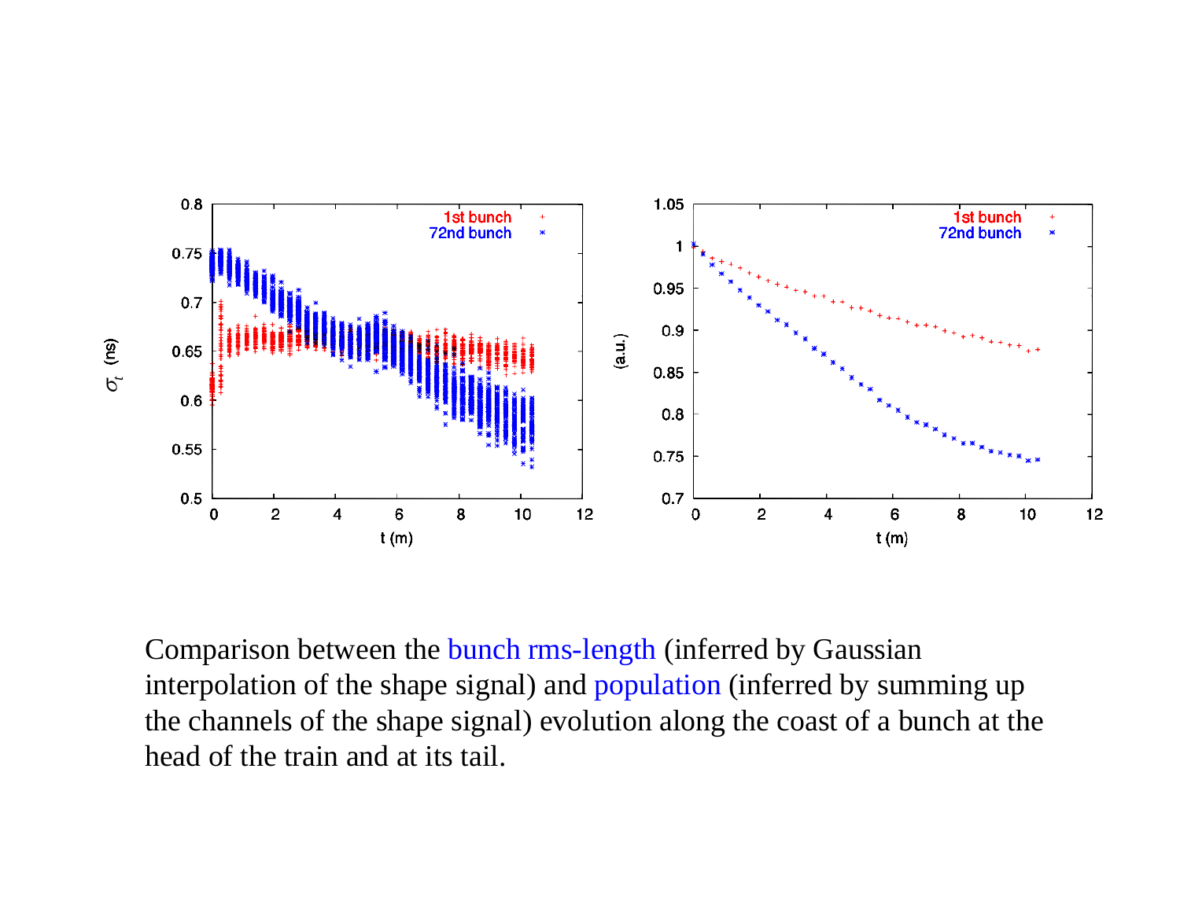Comparison between the bunch rms-length (inferred by Gaussian interpolation of the shape signal) and population (inferred by summing up the channels of the shape signal) evolution along the coast of a bunch at the head of the train and at its tail.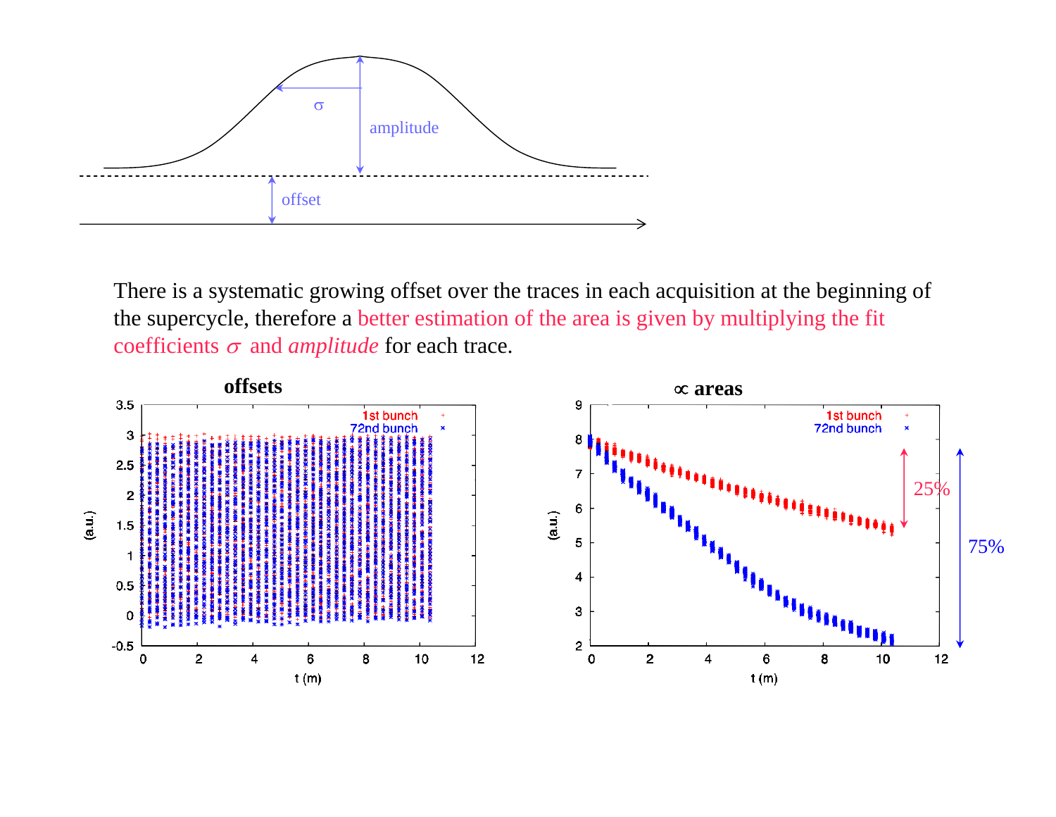There is a systematic growing offset over the traces in each acquisition at the beginning of the supercycle, therefore a better estimation of the area is given by multiplying the fit coefficients $\sigma$ and *amplitude* for each trace.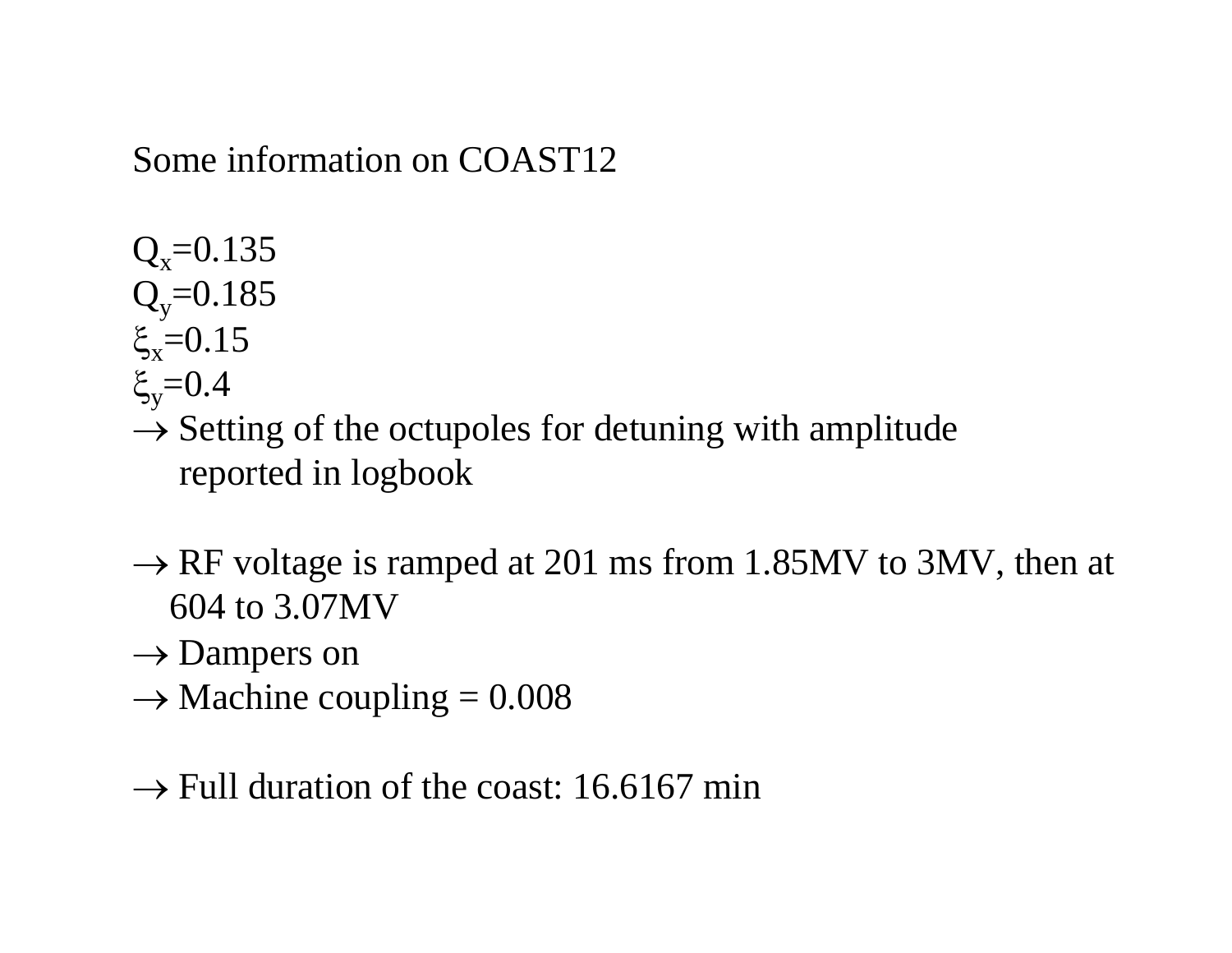Some information on COAST12

$Q_x$=0.135
$Q_y$=0.185
$\xi_x$=0.15
$\xi_y$=0.4

$\rightarrow$ Setting of the octupoles for detuning with amplitude reported in logbook

$\rightarrow$ RF voltage is ramped at 201 ms from 1.85MV to 3MV, then at 604 to 3.07MV

$\rightarrow$ Dampers on

$\rightarrow$ Machine coupling = 0.008

$\rightarrow$ Full duration of the coast: 16.6167 min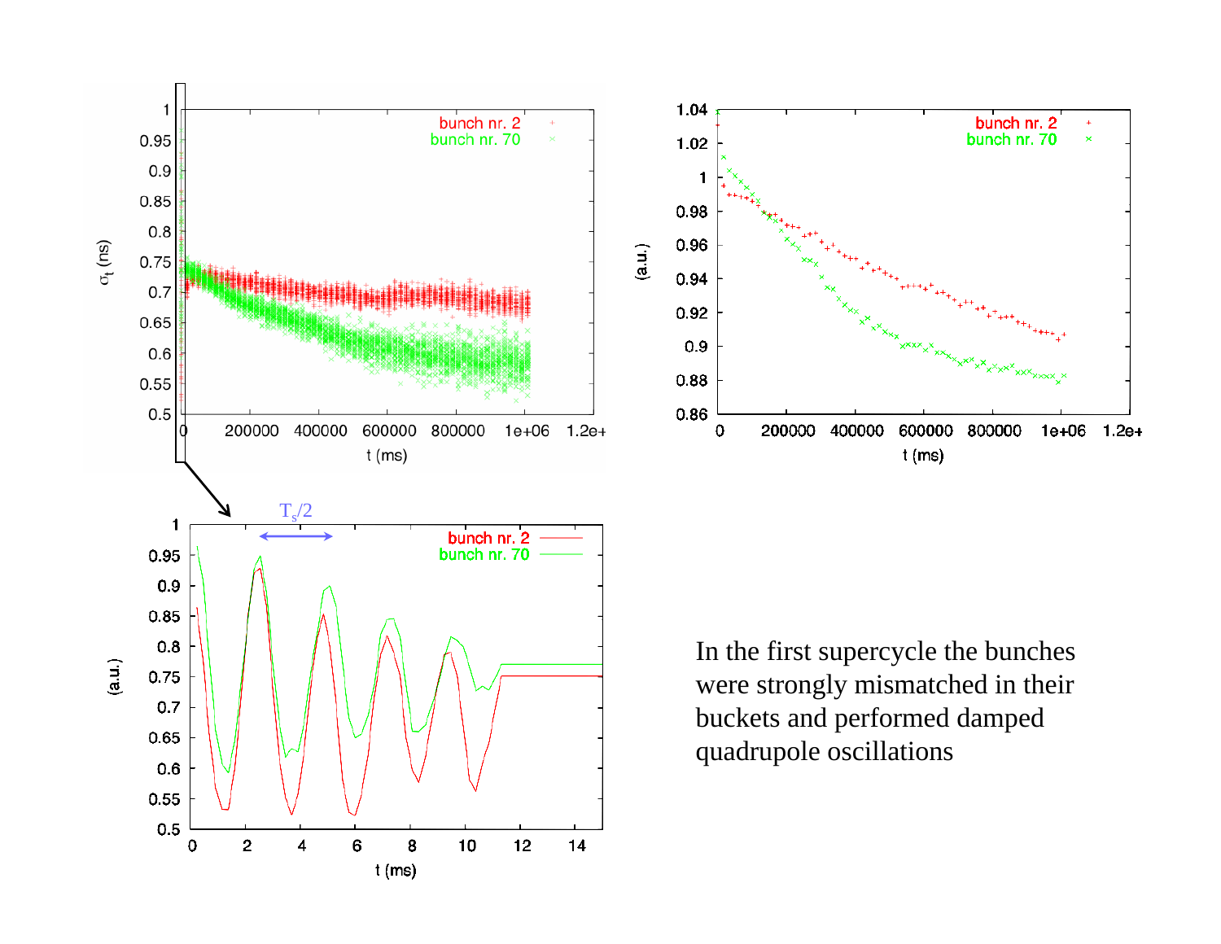In the first supercycle the bunches were strongly mismatched in their buckets and performed damped quadrupole oscillations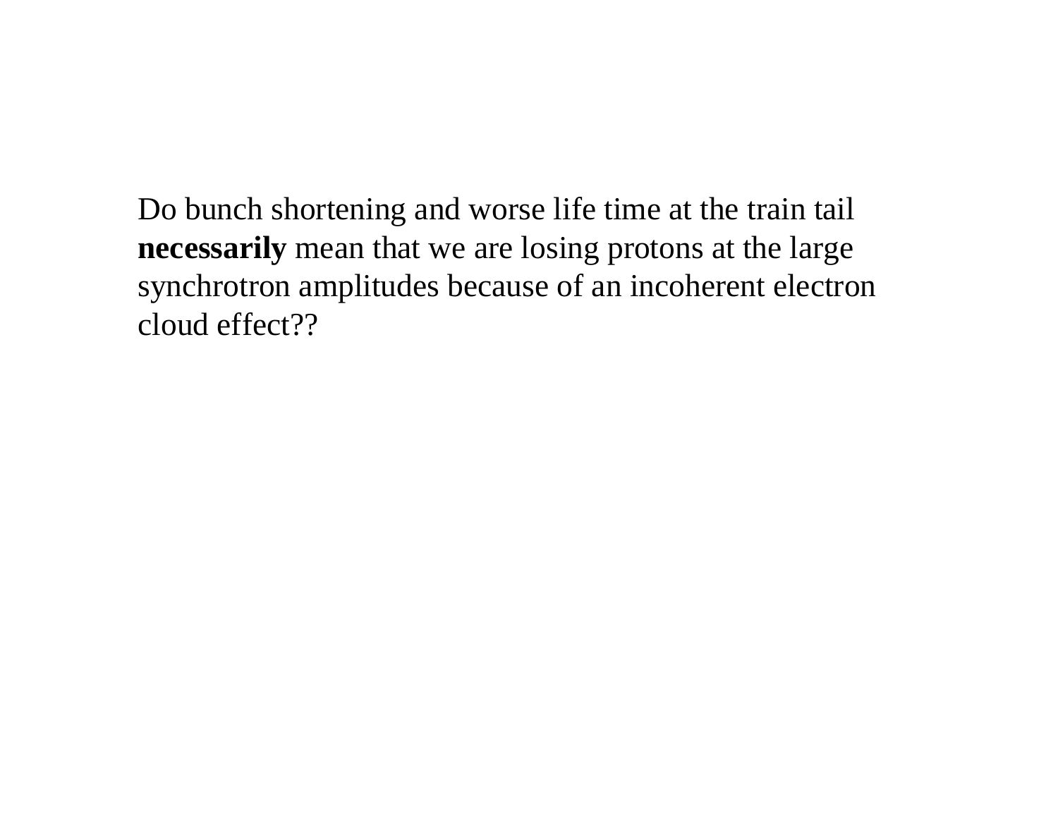Do bunch shortening and worse life time at the train tail **necessarily** mean that we are losing protons at the large synchrotron amplitudes because of an incoherent electron cloud effect??